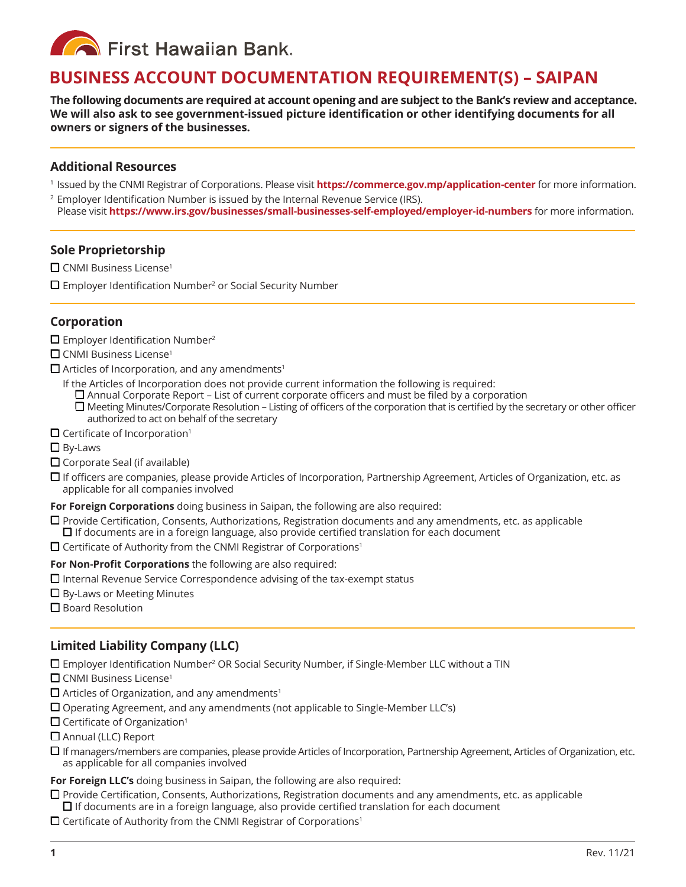First Hawaiian Bank.

# BUSINESS ACCOUNT DOCUMENTATION REQUIREMENT(S) – SAIPAN

**The following documents are required at account opening and are subject to the Bank's review and acceptance. We will also ask to see government-issued picture identification or other identifying documents for all owners or signers of the businesses.**

## Additional Resources

[1] Issued by the CNMI Registrar of Corporations. Please visit **https://commerce.gov.mp/application-center** for more information.

[2] Employer Identification Number is issued by the Internal Revenue Service (IRS). Please visit **https://www.irs.gov/businesses/small-businesses-self-employed/employer-id-numbers** for more information.

## Sole Proprietorship

- ☐ CNMI Business License[1]
- ☐ Employer Identification Number[2] or Social Security Number

## Corporation

- ☐ Employer Identification Number[2]
- ☐ CNMI Business License[1]
- ☐ Articles of Incorporation, and any amendments[1]

  If the Articles of Incorporation does not provide current information the following is required:
  - ☐ Annual Corporate Report – List of current corporate officers and must be filed by a corporation
  - ☐ Meeting Minutes/Corporate Resolution – Listing of officers of the corporation that is certified by the secretary or other officer authorized to act on behalf of the secretary
- ☐ Certificate of Incorporation[1]
- ☐ By-Laws
- ☐ Corporate Seal (if available)
- ☐ If officers are companies, please provide Articles of Incorporation, Partnership Agreement, Articles of Organization, etc. as applicable for all companies involved

**For Foreign Corporations** doing business in Saipan, the following are also required:

- ☐ Provide Certification, Consents, Authorizations, Registration documents and any amendments, etc. as applicable
  - ☐ If documents are in a foreign language, also provide certified translation for each document
- ☐ Certificate of Authority from the CNMI Registrar of Corporations[1]

**For Non-Profit Corporations** the following are also required:

- ☐ Internal Revenue Service Correspondence advising of the tax-exempt status
- ☐ By-Laws or Meeting Minutes
- ☐ Board Resolution

## Limited Liability Company (LLC)

- ☐ Employer Identification Number[2] OR Social Security Number, if Single-Member LLC without a TIN
- ☐ CNMI Business License[1]
- ☐ Articles of Organization, and any amendments[1]
- ☐ Operating Agreement, and any amendments (not applicable to Single-Member LLC's)
- ☐ Certificate of Organization[1]
- ☐ Annual (LLC) Report
- ☐ If managers/members are companies, please provide Articles of Incorporation, Partnership Agreement, Articles of Organization, etc. as applicable for all companies involved

**For Foreign LLC's** doing business in Saipan, the following are also required:

- ☐ Provide Certification, Consents, Authorizations, Registration documents and any amendments, etc. as applicable
  - ☐ If documents are in a foreign language, also provide certified translation for each document
- ☐ Certificate of Authority from the CNMI Registrar of Corporations[1]

Rev. 11/21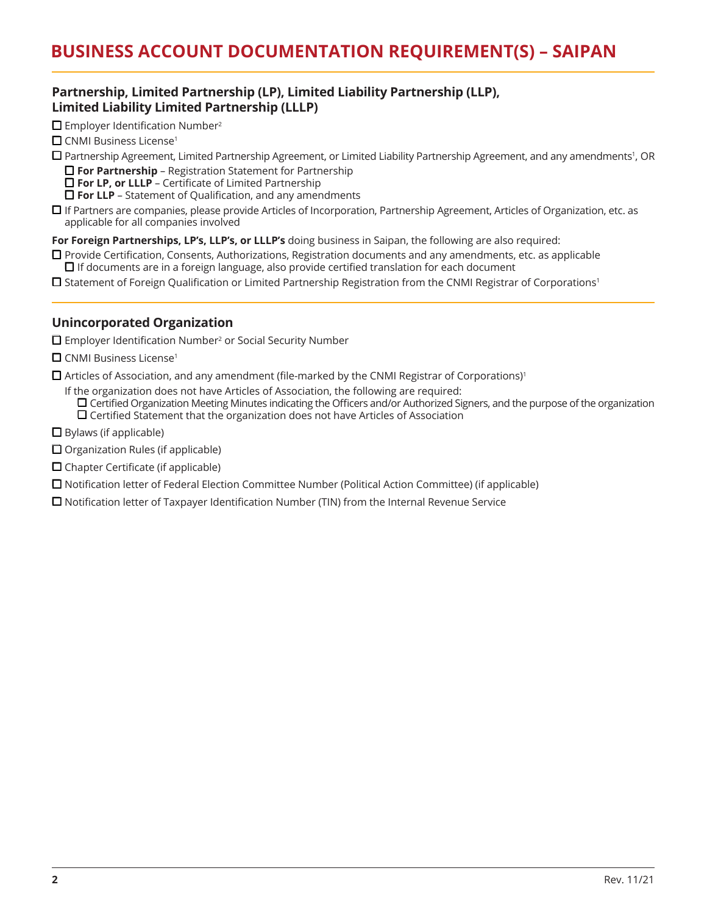# BUSINESS ACCOUNT DOCUMENTATION REQUIREMENT(S) – SAIPAN

## Partnership, Limited Partnership (LP), Limited Liability Partnership (LLP), Limited Liability Limited Partnership (LLLP)

- ☐ Employer Identification Number[2]
- ☐ CNMI Business License[1]
- ☐ Partnership Agreement, Limited Partnership Agreement, or Limited Liability Partnership Agreement, and any amendments[1], OR
  - ☐ **For Partnership** – Registration Statement for Partnership
  - ☐ **For LP, or LLLP** – Certificate of Limited Partnership
  - ☐ **For LLP** – Statement of Qualification, and any amendments
- ☐ If Partners are companies, please provide Articles of Incorporation, Partnership Agreement, Articles of Organization, etc. as applicable for all companies involved

**For Foreign Partnerships, LP's, LLP's, or LLLP's** doing business in Saipan, the following are also required:

- ☐ Provide Certification, Consents, Authorizations, Registration documents and any amendments, etc. as applicable
  - ☐ If documents are in a foreign language, also provide certified translation for each document
- ☐ Statement of Foreign Qualification or Limited Partnership Registration from the CNMI Registrar of Corporations[1]

## Unincorporated Organization

- ☐ Employer Identification Number[2] or Social Security Number
- ☐ CNMI Business License[1]
- ☐ Articles of Association, and any amendment (file-marked by the CNMI Registrar of Corporations)[1]

  If the organization does not have Articles of Association, the following are required:
  - ☐ Certified Organization Meeting Minutes indicating the Officers and/or Authorized Signers, and the purpose of the organization
  - ☐ Certified Statement that the organization does not have Articles of Association
- ☐ Bylaws (if applicable)
- ☐ Organization Rules (if applicable)
- ☐ Chapter Certificate (if applicable)
- ☐ Notification letter of Federal Election Committee Number (Political Action Committee) (if applicable)
- ☐ Notification letter of Taxpayer Identification Number (TIN) from the Internal Revenue Service

Rev. 11/21